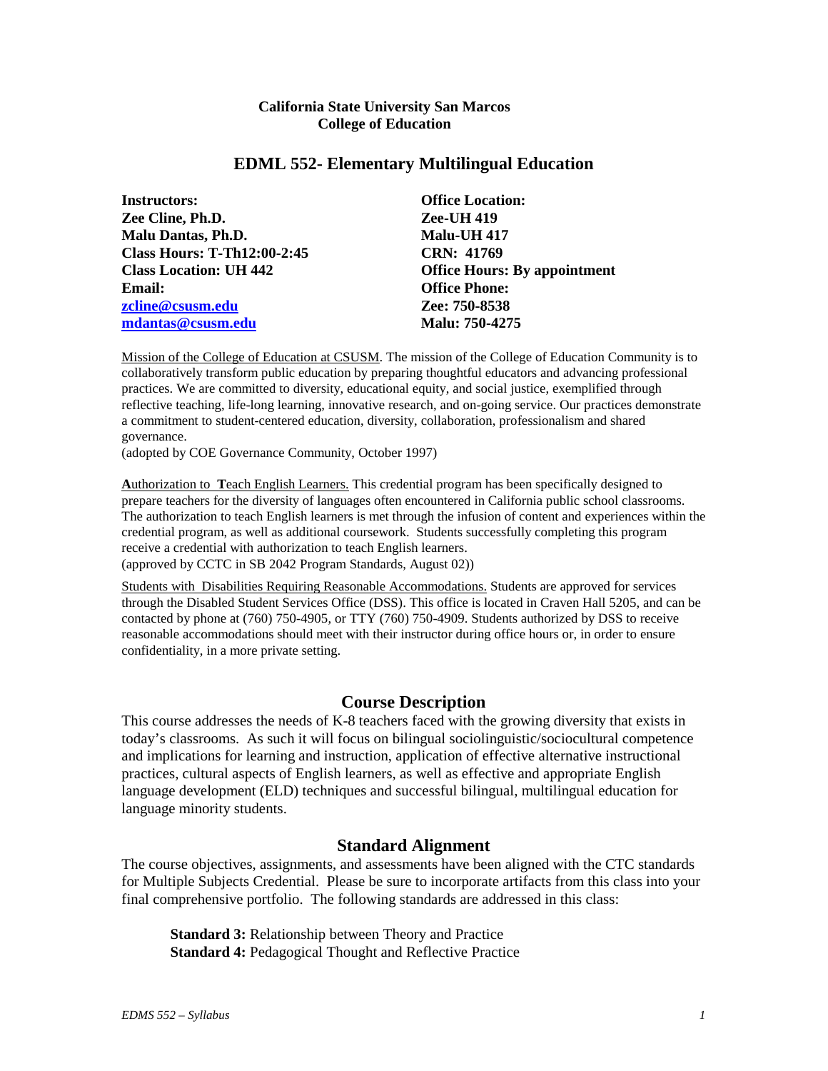**California State University San Marcos**
**College of Education**

# EDML 552- Elementary Multilingual Education

| | |
|---|---|
| **Instructors:** | **Office Location:** |
| **Zee Cline, Ph.D.** | **Zee-UH 419** |
| **Malu Dantas, Ph.D.** | **Malu-UH 417** |
| **Class Hours: T-Th12:00-2:45** | **CRN: 41769** |
| **Class Location: UH 442** | **Office Hours: By appointment** |
| **Email:** | **Office Phone:** |
| **zcline@csusm.edu** | **Zee: 750-8538** |
| **mdantas@csusm.edu** | **Malu: 750-4275** |

Mission of the College of Education at CSUSM. The mission of the College of Education Community is to collaboratively transform public education by preparing thoughtful educators and advancing professional practices. We are committed to diversity, educational equity, and social justice, exemplified through reflective teaching, life-long learning, innovative research, and on-going service. Our practices demonstrate a commitment to student-centered education, diversity, collaboration, professionalism and shared governance.
(adopted by COE Governance Community, October 1997)

**A**uthorization to **T**each English Learners. This credential program has been specifically designed to prepare teachers for the diversity of languages often encountered in California public school classrooms. The authorization to teach English learners is met through the infusion of content and experiences within the credential program, as well as additional coursework. Students successfully completing this program receive a credential with authorization to teach English learners.
(approved by CCTC in SB 2042 Program Standards, August 02))

Students with Disabilities Requiring Reasonable Accommodations. Students are approved for services through the Disabled Student Services Office (DSS). This office is located in Craven Hall 5205, and can be contacted by phone at (760) 750-4905, or TTY (760) 750-4909. Students authorized by DSS to receive reasonable accommodations should meet with their instructor during office hours or, in order to ensure confidentiality, in a more private setting.

## Course Description

This course addresses the needs of K-8 teachers faced with the growing diversity that exists in today's classrooms. As such it will focus on bilingual sociolinguistic/sociocultural competence and implications for learning and instruction, application of effective alternative instructional practices, cultural aspects of English learners, as well as effective and appropriate English language development (ELD) techniques and successful bilingual, multilingual education for language minority students.

## Standard Alignment

The course objectives, assignments, and assessments have been aligned with the CTC standards for Multiple Subjects Credential. Please be sure to incorporate artifacts from this class into your final comprehensive portfolio. The following standards are addressed in this class:

**Standard 3:** Relationship between Theory and Practice
**Standard 4:** Pedagogical Thought and Reflective Practice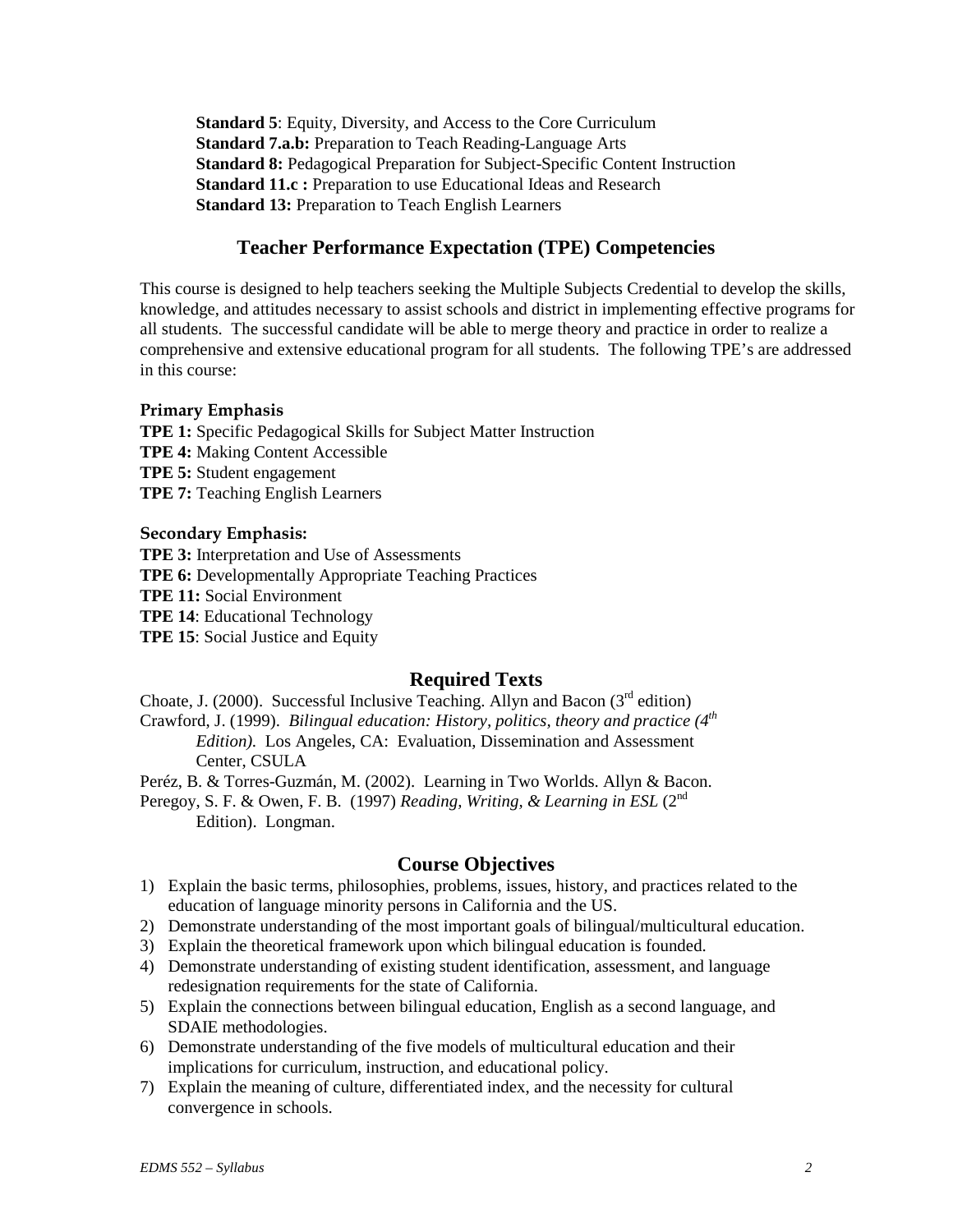**Standard 5**: Equity, Diversity, and Access to the Core Curriculum
**Standard 7.a.b:** Preparation to Teach Reading-Language Arts
**Standard 8:** Pedagogical Preparation for Subject-Specific Content Instruction
**Standard 11.c :** Preparation to use Educational Ideas and Research
**Standard 13:** Preparation to Teach English Learners

## Teacher Performance Expectation (TPE) Competencies

This course is designed to help teachers seeking the Multiple Subjects Credential to develop the skills, knowledge, and attitudes necessary to assist schools and district in implementing effective programs for all students. The successful candidate will be able to merge theory and practice in order to realize a comprehensive and extensive educational program for all students. The following TPE's are addressed in this course:

**Primary Emphasis**

**TPE 1:** Specific Pedagogical Skills for Subject Matter Instruction
**TPE 4:** Making Content Accessible
**TPE 5:** Student engagement
**TPE 7:** Teaching English Learners

**Secondary Emphasis:**

**TPE 3:** Interpretation and Use of Assessments
**TPE 6:** Developmentally Appropriate Teaching Practices
**TPE 11:** Social Environment
**TPE 14**: Educational Technology
**TPE 15**: Social Justice and Equity

## Required Texts

Choate, J. (2000). Successful Inclusive Teaching. Allyn and Bacon (3rd edition)

Crawford, J. (1999). *Bilingual education: History, politics, theory and practice (4th Edition).* Los Angeles, CA: Evaluation, Dissemination and Assessment Center, CSULA

Peréz, B. & Torres-Guzmán, M. (2002). Learning in Two Worlds. Allyn & Bacon.

Peregoy, S. F. & Owen, F. B. (1997) *Reading, Writing, & Learning in ESL* (2nd Edition). Longman.

## Course Objectives

1) Explain the basic terms, philosophies, problems, issues, history, and practices related to the education of language minority persons in California and the US.
2) Demonstrate understanding of the most important goals of bilingual/multicultural education.
3) Explain the theoretical framework upon which bilingual education is founded.
4) Demonstrate understanding of existing student identification, assessment, and language redesignation requirements for the state of California.
5) Explain the connections between bilingual education, English as a second language, and SDAIE methodologies.
6) Demonstrate understanding of the five models of multicultural education and their implications for curriculum, instruction, and educational policy.
7) Explain the meaning of culture, differentiated index, and the necessity for cultural convergence in schools.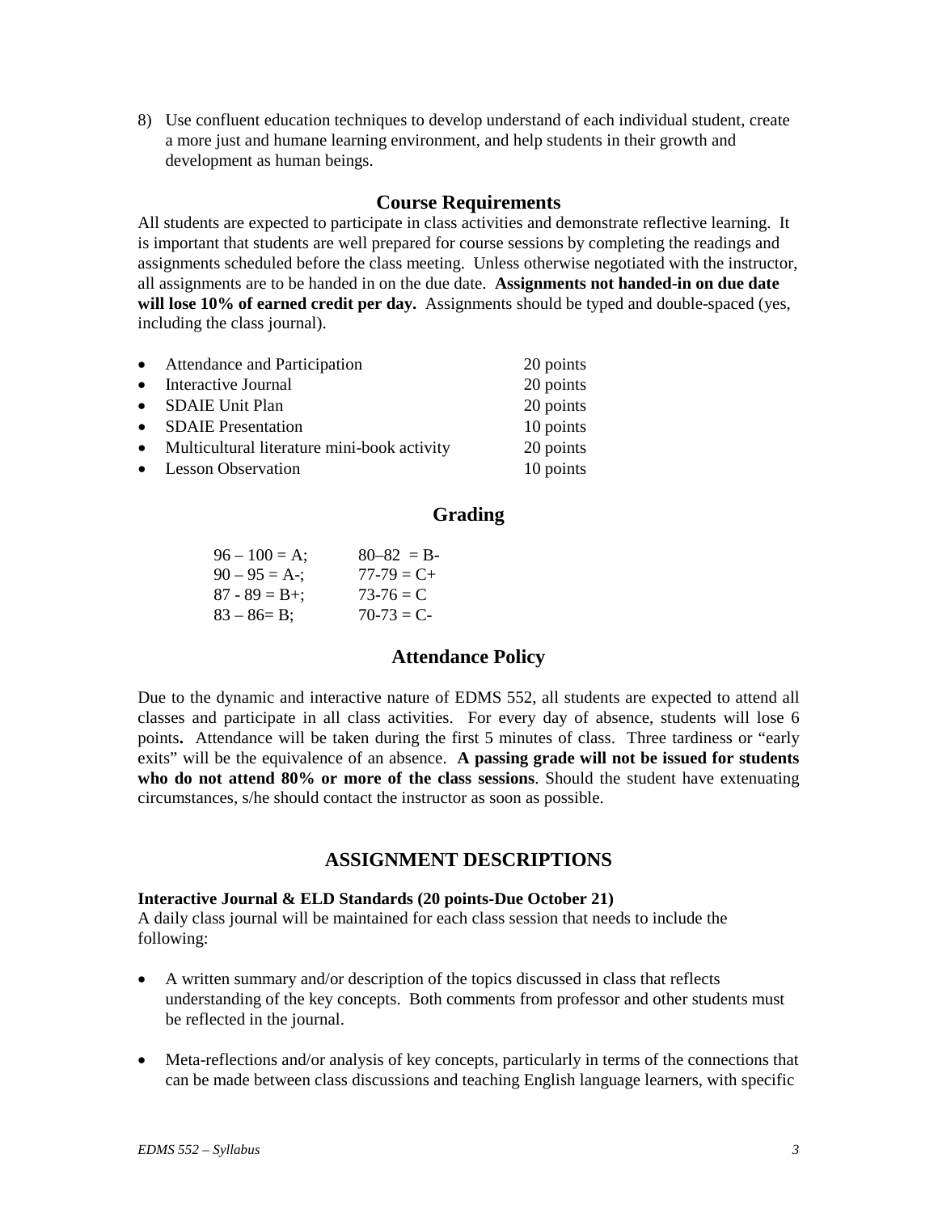8) Use confluent education techniques to develop understand of each individual student, create a more just and humane learning environment, and help students in their growth and development as human beings.

## Course Requirements

All students are expected to participate in class activities and demonstrate reflective learning. It is important that students are well prepared for course sessions by completing the readings and assignments scheduled before the class meeting. Unless otherwise negotiated with the instructor, all assignments are to be handed in on the due date. **Assignments not handed-in on due date will lose 10% of earned credit per day.** Assignments should be typed and double-spaced (yes, including the class journal).

- Attendance and Participation — 20 points
- Interactive Journal — 20 points
- SDAIE Unit Plan — 20 points
- SDAIE Presentation — 10 points
- Multicultural literature mini-book activity — 20 points
- Lesson Observation — 10 points

## Grading

| | |
|---|---|
| 96 – 100 = A; | 80–82 = B- |
| 90 – 95 = A-; | 77-79 = C+ |
| 87 - 89 = B+; | 73-76 = C |
| 83 – 86= B; | 70-73 = C- |

## Attendance Policy

Due to the dynamic and interactive nature of EDMS 552, all students are expected to attend all classes and participate in all class activities. For every day of absence, students will lose 6 points**.** Attendance will be taken during the first 5 minutes of class. Three tardiness or "early exits" will be the equivalence of an absence. **A passing grade will not be issued for students who do not attend 80% or more of the class sessions**. Should the student have extenuating circumstances, s/he should contact the instructor as soon as possible.

## ASSIGNMENT DESCRIPTIONS

**Interactive Journal & ELD Standards (20 points-Due October 21)**
A daily class journal will be maintained for each class session that needs to include the following:

- A written summary and/or description of the topics discussed in class that reflects understanding of the key concepts. Both comments from professor and other students must be reflected in the journal.

- Meta-reflections and/or analysis of key concepts, particularly in terms of the connections that can be made between class discussions and teaching English language learners, with specific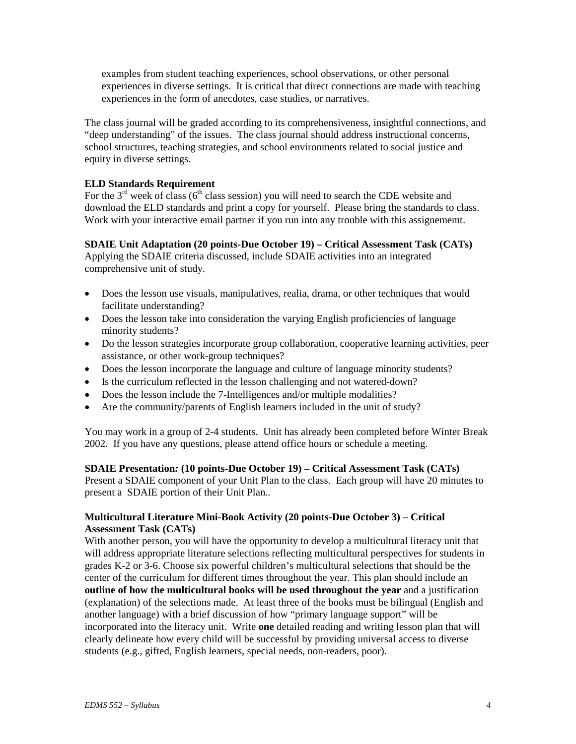examples from student teaching experiences, school observations, or other personal experiences in diverse settings. It is critical that direct connections are made with teaching experiences in the form of anecdotes, case studies, or narratives.

The class journal will be graded according to its comprehensiveness, insightful connections, and "deep understanding" of the issues. The class journal should address instructional concerns, school structures, teaching strategies, and school environments related to social justice and equity in diverse settings.

**ELD Standards Requirement**
For the 3rd week of class (6th class session) you will need to search the CDE website and download the ELD standards and print a copy for yourself. Please bring the standards to class. Work with your interactive email partner if you run into any trouble with this assignememt.

**SDAIE Unit Adaptation (20 points-Due October 19) – Critical Assessment Task (CATs)**
Applying the SDAIE criteria discussed, include SDAIE activities into an integrated comprehensive unit of study.

- Does the lesson use visuals, manipulatives, realia, drama, or other techniques that would facilitate understanding?
- Does the lesson take into consideration the varying English proficiencies of language minority students?
- Do the lesson strategies incorporate group collaboration, cooperative learning activities, peer assistance, or other work-group techniques?
- Does the lesson incorporate the language and culture of language minority students?
- Is the curriculum reflected in the lesson challenging and not watered-down?
- Does the lesson include the 7-Intelligences and/or multiple modalities?
- Are the community/parents of English learners included in the unit of study?

You may work in a group of 2-4 students. Unit has already been completed before Winter Break 2002. If you have any questions, please attend office hours or schedule a meeting.

**SDAIE Presentation*****:*** **(10 points-Due October 19) – Critical Assessment Task (CATs)**
Present a SDAIE component of your Unit Plan to the class. Each group will have 20 minutes to present a SDAIE portion of their Unit Plan..

**Multicultural Literature Mini-Book Activity (20 points-Due October 3) – Critical Assessment Task (CATs)**
With another person, you will have the opportunity to develop a multicultural literacy unit that will address appropriate literature selections reflecting multicultural perspectives for students in grades K-2 or 3-6. Choose six powerful children's multicultural selections that should be the center of the curriculum for different times throughout the year. This plan should include an **outline of how the multicultural books will be used throughout the year** and a justification (explanation) of the selections made. At least three of the books must be bilingual (English and another language) with a brief discussion of how "primary language support" will be incorporated into the literacy unit. Write **one** detailed reading and writing lesson plan that will clearly delineate how every child will be successful by providing universal access to diverse students (e.g., gifted, English learners, special needs, non-readers, poor).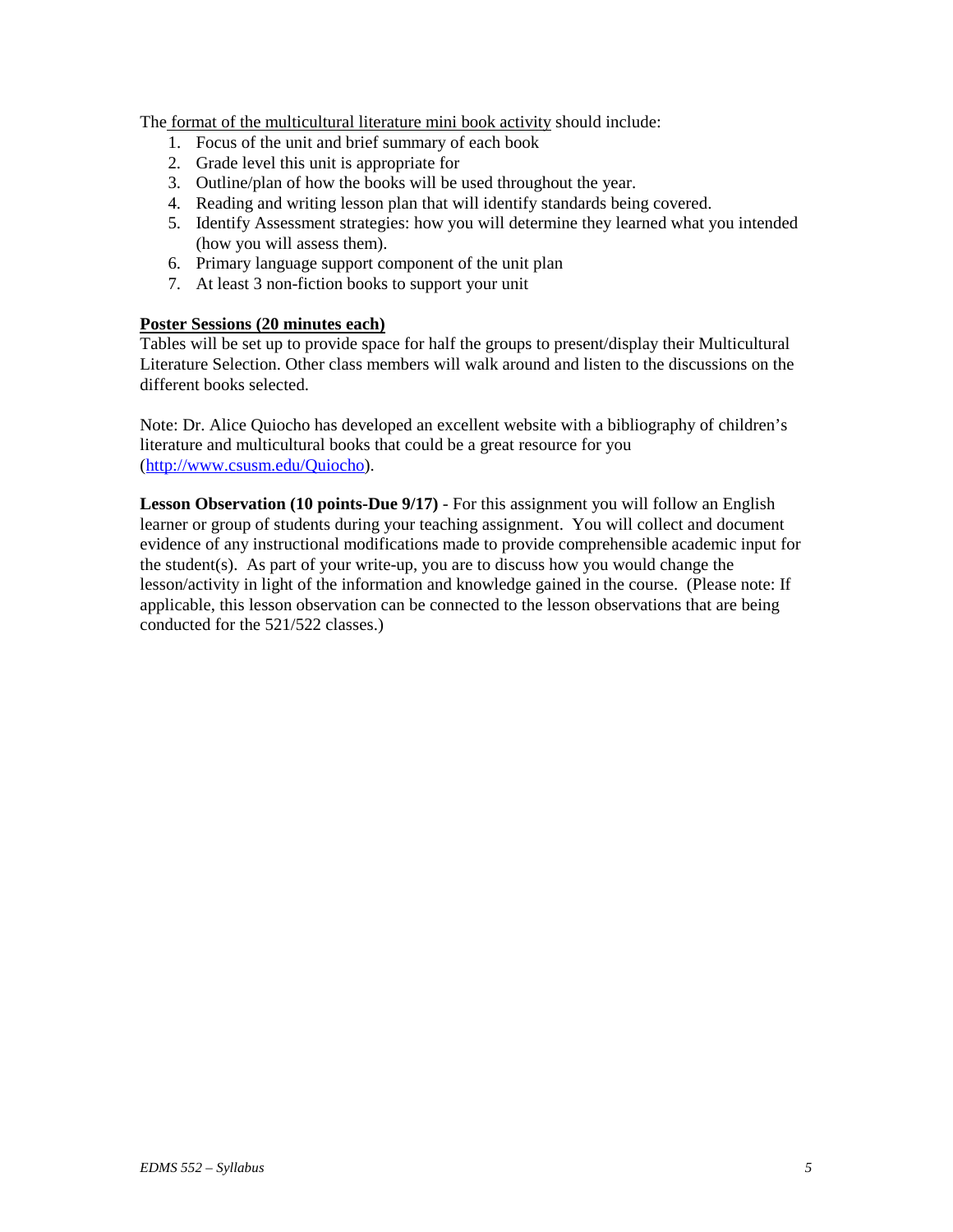The format of the multicultural literature mini book activity should include:

1. Focus of the unit and brief summary of each book
2. Grade level this unit is appropriate for
3. Outline/plan of how the books will be used throughout the year.
4. Reading and writing lesson plan that will identify standards being covered.
5. Identify Assessment strategies: how you will determine they learned what you intended (how you will assess them).
6. Primary language support component of the unit plan
7. At least 3 non-fiction books to support your unit

**Poster Sessions (20 minutes each)**

Tables will be set up to provide space for half the groups to present/display their Multicultural Literature Selection. Other class members will walk around and listen to the discussions on the different books selected.

Note: Dr. Alice Quiocho has developed an excellent website with a bibliography of children's literature and multicultural books that could be a great resource for you (http://www.csusm.edu/Quiocho).

**Lesson Observation (10 points-Due 9/17)** - For this assignment you will follow an English learner or group of students during your teaching assignment. You will collect and document evidence of any instructional modifications made to provide comprehensible academic input for the student(s). As part of your write-up, you are to discuss how you would change the lesson/activity in light of the information and knowledge gained in the course. (Please note: If applicable, this lesson observation can be connected to the lesson observations that are being conducted for the 521/522 classes.)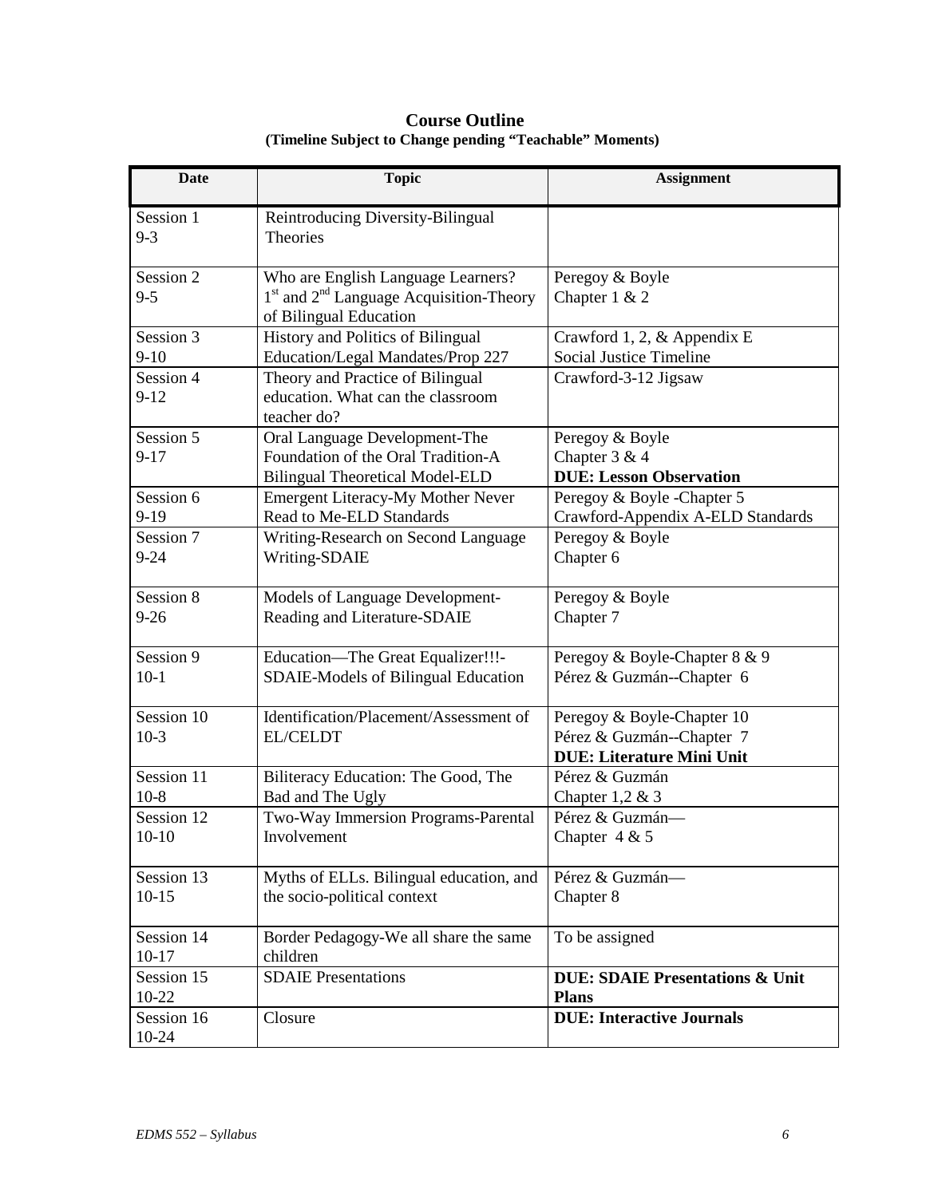# Course Outline

**(Timeline Subject to Change pending "Teachable" Moments)**

| Date | Topic | Assignment |
|---|---|---|
| Session 1<br>9-3 | Reintroducing Diversity-Bilingual Theories | |
| Session 2<br>9-5 | Who are English Language Learners?<br>1st and 2nd Language Acquisition-Theory of Bilingual Education | Peregoy & Boyle<br>Chapter 1 & 2 |
| Session 3<br>9-10 | History and Politics of Bilingual Education/Legal Mandates/Prop 227 | Crawford 1, 2, & Appendix E<br>Social Justice Timeline |
| Session 4<br>9-12 | Theory and Practice of Bilingual education. What can the classroom teacher do? | Crawford-3-12 Jigsaw |
| Session 5<br>9-17 | Oral Language Development-The Foundation of the Oral Tradition-A Bilingual Theoretical Model-ELD | Peregoy & Boyle<br>Chapter 3 & 4<br>**DUE: Lesson Observation** |
| Session 6<br>9-19 | Emergent Literacy-My Mother Never Read to Me-ELD Standards | Peregoy & Boyle -Chapter 5<br>Crawford-Appendix A-ELD Standards |
| Session 7<br>9-24 | Writing-Research on Second Language Writing-SDAIE | Peregoy & Boyle<br>Chapter 6 |
| Session 8<br>9-26 | Models of Language Development-Reading and Literature-SDAIE | Peregoy & Boyle<br>Chapter 7 |
| Session 9<br>10-1 | Education—The Great Equalizer!!!-SDAIE-Models of Bilingual Education | Peregoy & Boyle-Chapter 8 & 9<br>Pérez & Guzmán--Chapter 6 |
| Session 10<br>10-3 | Identification/Placement/Assessment of EL/CELDT | Peregoy & Boyle-Chapter 10<br>Pérez & Guzmán--Chapter 7<br>**DUE: Literature Mini Unit** |
| Session 11<br>10-8 | Biliteracy Education: The Good, The Bad and The Ugly | Pérez & Guzmán<br>Chapter 1,2 & 3 |
| Session 12<br>10-10 | Two-Way Immersion Programs-Parental Involvement | Pérez & Guzmán—<br>Chapter 4 & 5 |
| Session 13<br>10-15 | Myths of ELLs. Bilingual education, and the socio-political context | Pérez & Guzmán—<br>Chapter 8 |
| Session 14<br>10-17 | Border Pedagogy-We all share the same children | To be assigned |
| Session 15<br>10-22 | SDAIE Presentations | **DUE: SDAIE Presentations & Unit Plans** |
| Session 16<br>10-24 | Closure | **DUE: Interactive Journals** |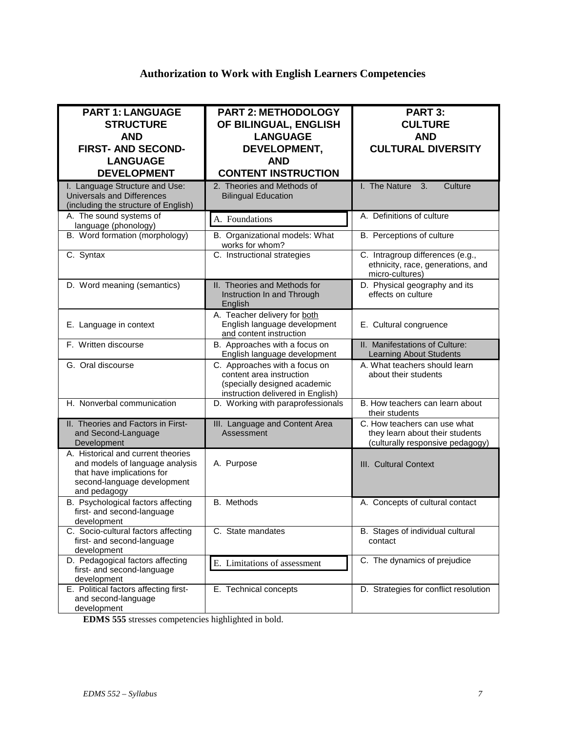## Authorization to Work with English Learners Competencies

| PART 1: LANGUAGE STRUCTURE AND FIRST- AND SECOND-LANGUAGE DEVELOPMENT | PART 2: METHODOLOGY OF BILINGUAL, ENGLISH LANGUAGE DEVELOPMENT, AND CONTENT INSTRUCTION | PART 3: CULTURE AND CULTURAL DIVERSITY |
|---|---|---|
| I. Language Structure and Use: Universals and Differences (including the structure of English) | 2. Theories and Methods of Bilingual Education | I. The Nature 3. Culture |
| A. The sound systems of language (phonology) | A. Foundations | A. Definitions of culture |
| B. Word formation (morphology) | B. Organizational models: What works for whom? | B. Perceptions of culture |
| C. Syntax | C. Instructional strategies | C. Intragroup differences (e.g., ethnicity, race, generations, and micro-cultures) |
| D. Word meaning (semantics) | II. Theories and Methods for Instruction In and Through English | D. Physical geography and its effects on culture |
| E. Language in context | A. Teacher delivery for both English language development and content instruction | E. Cultural congruence |
| F. Written discourse | B. Approaches with a focus on English language development | II. Manifestations of Culture: Learning About Students |
| G. Oral discourse | C. Approaches with a focus on content area instruction (specially designed academic instruction delivered in English) | A. What teachers should learn about their students |
| H. Nonverbal communication | D. Working with paraprofessionals | B. How teachers can learn about their students |
| II. Theories and Factors in First- and Second-Language Development | III. Language and Content Area Assessment | C. How teachers can use what they learn about their students (culturally responsive pedagogy) |
| A. Historical and current theories and models of language analysis that have implications for second-language development and pedagogy | A. Purpose | III. Cultural Context |
| B. Psychological factors affecting first- and second-language development | B. Methods | A. Concepts of cultural contact |
| C. Socio-cultural factors affecting first- and second-language development | C. State mandates | B. Stages of individual cultural contact |
| D. Pedagogical factors affecting first- and second-language development | E. Limitations of assessment | C. The dynamics of prejudice |
| E. Political factors affecting first- and second-language development | E. Technical concepts | D. Strategies for conflict resolution |

**EDMS 555** stresses competencies highlighted in bold.